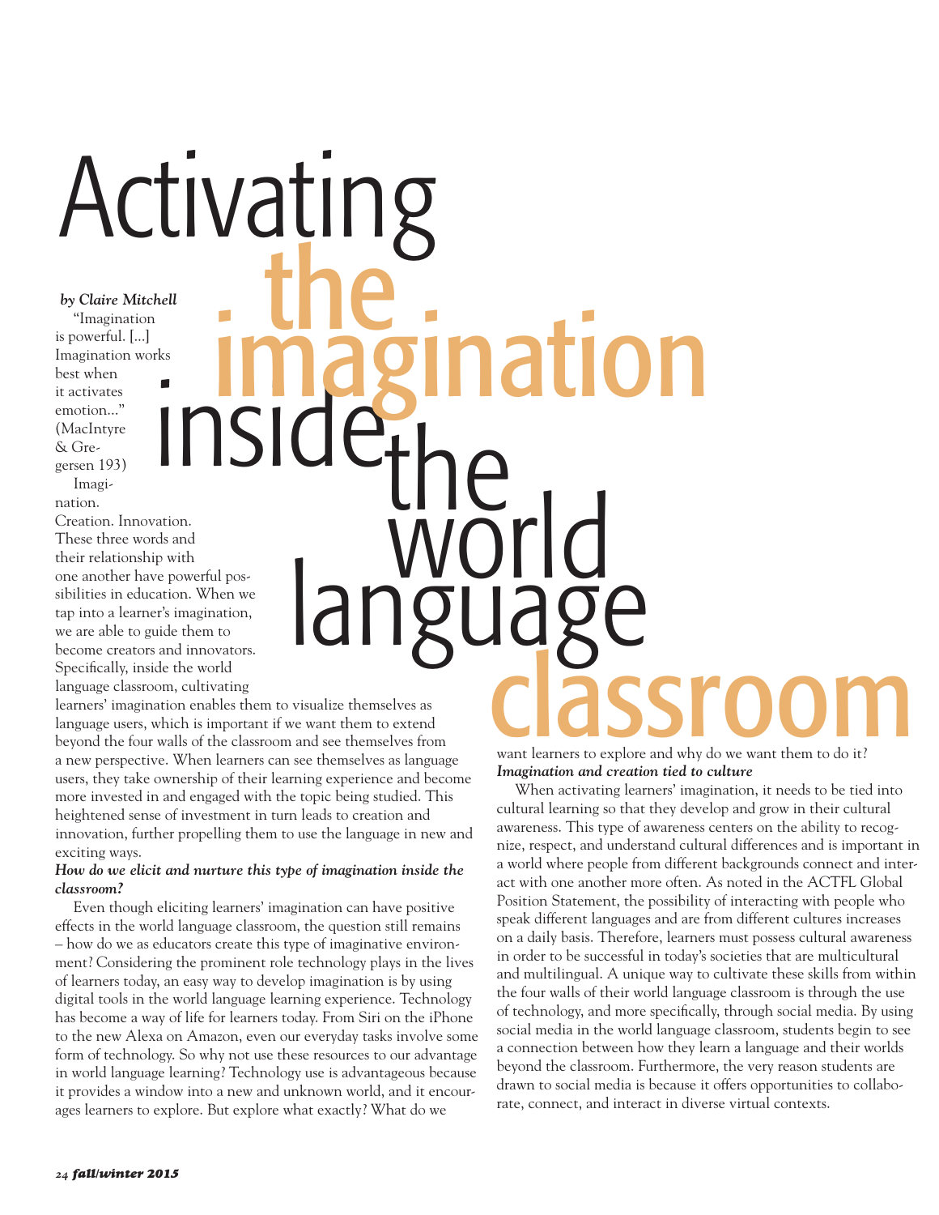# Activating the imagination inside the world language classroom

*by Claire Mitchell*

"Imagination is powerful. [...] Imagination works best when it activates emotion..." (MacIntyre & Gregersen 193)

Imagination. Creation. Innovation. These three words and their relationship with one another have powerful possibilities in education. When we tap into a learner's imagination, we are able to guide them to become creators and innovators. Specifically, inside the world language classroom, cultivating learners' imagination enables them to visualize themselves as language users, which is important if we want them to extend beyond the four walls of the classroom and see themselves from a new perspective. When learners can see themselves as language users, they take ownership of their learning experience and become more invested in and engaged with the topic being studied. This heightened sense of investment in turn leads to creation and innovation, further propelling them to use the language in new and exciting ways.

***How do we elicit and nurture this type of imagination inside the classroom?***

Even though eliciting learners' imagination can have positive effects in the world language classroom, the question still remains – how do we as educators create this type of imaginative environment? Considering the prominent role technology plays in the lives of learners today, an easy way to develop imagination is by using digital tools in the world language learning experience. Technology has become a way of life for learners today. From Siri on the iPhone to the new Alexa on Amazon, even our everyday tasks involve some form of technology. So why not use these resources to our advantage in world language learning? Technology use is advantageous because it provides a window into a new and unknown world, and it encourages learners to explore. But explore what exactly? What do we want learners to explore and why do we want them to do it?

***Imagination and creation tied to culture***

When activating learners' imagination, it needs to be tied into cultural learning so that they develop and grow in their cultural awareness. This type of awareness centers on the ability to recognize, respect, and understand cultural differences and is important in a world where people from different backgrounds connect and interact with one another more often. As noted in the ACTFL Global Position Statement, the possibility of interacting with people who speak different languages and are from different cultures increases on a daily basis. Therefore, learners must possess cultural awareness in order to be successful in today's societies that are multicultural and multilingual. A unique way to cultivate these skills from within the four walls of their world language classroom is through the use of technology, and more specifically, through social media. By using social media in the world language classroom, students begin to see a connection between how they learn a language and their worlds beyond the classroom. Furthermore, the very reason students are drawn to social media is because it offers opportunities to collaborate, connect, and interact in diverse virtual contexts.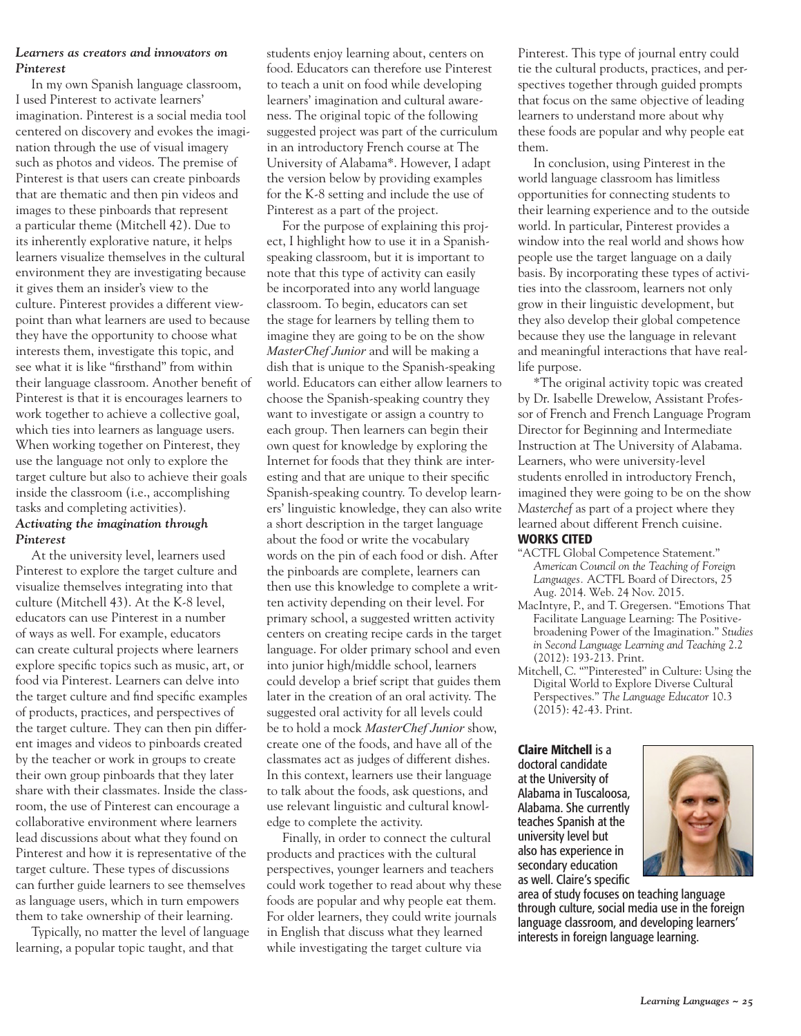### *Learners as creators and innovators on Pinterest*

In my own Spanish language classroom, I used Pinterest to activate learners' imagination. Pinterest is a social media tool centered on discovery and evokes the imagination through the use of visual imagery such as photos and videos. The premise of Pinterest is that users can create pinboards that are thematic and then pin videos and images to these pinboards that represent a particular theme (Mitchell 42). Due to its inherently explorative nature, it helps learners visualize themselves in the cultural environment they are investigating because it gives them an insider's view to the culture. Pinterest provides a different viewpoint than what learners are used to because they have the opportunity to choose what interests them, investigate this topic, and see what it is like "firsthand" from within their language classroom. Another benefit of Pinterest is that it is encourages learners to work together to achieve a collective goal, which ties into learners as language users. When working together on Pinterest, they use the language not only to explore the target culture but also to achieve their goals inside the classroom (i.e., accomplishing tasks and completing activities).

### *Activating the imagination through Pinterest*

At the university level, learners used Pinterest to explore the target culture and visualize themselves integrating into that culture (Mitchell 43). At the K-8 level, educators can use Pinterest in a number of ways as well. For example, educators can create cultural projects where learners explore specific topics such as music, art, or food via Pinterest. Learners can delve into the target culture and find specific examples of products, practices, and perspectives of the target culture. They can then pin different images and videos to pinboards created by the teacher or work in groups to create their own group pinboards that they later share with their classmates. Inside the classroom, the use of Pinterest can encourage a collaborative environment where learners lead discussions about what they found on Pinterest and how it is representative of the target culture. These types of discussions can further guide learners to see themselves as language users, which in turn empowers them to take ownership of their learning.

Typically, no matter the level of language learning, a popular topic taught, and that students enjoy learning about, centers on food. Educators can therefore use Pinterest to teach a unit on food while developing learners' imagination and cultural awareness. The original topic of the following suggested project was part of the curriculum in an introductory French course at The University of Alabama*. However, I adapt the version below by providing examples for the K-8 setting and include the use of Pinterest as a part of the project.

For the purpose of explaining this project, I highlight how to use it in a Spanish-speaking classroom, but it is important to note that this type of activity can easily be incorporated into any world language classroom. To begin, educators can set the stage for learners by telling them to imagine they are going to be on the show *MasterChef Junior* and will be making a dish that is unique to the Spanish-speaking world. Educators can either allow learners to choose the Spanish-speaking country they want to investigate or assign a country to each group. Then learners can begin their own quest for knowledge by exploring the Internet for foods that they think are interesting and that are unique to their specific Spanish-speaking country. To develop learners' linguistic knowledge, they can also write a short description in the target language about the food or write the vocabulary words on the pin of each food or dish. After the pinboards are complete, learners can then use this knowledge to complete a written activity depending on their level. For primary school, a suggested written activity centers on creating recipe cards in the target language. For older primary school and even into junior high/middle school, learners could develop a brief script that guides them later in the creation of an oral activity. The suggested oral activity for all levels could be to hold a mock *MasterChef Junior* show, create one of the foods, and have all of the classmates act as judges of different dishes. In this context, learners use their language to talk about the foods, ask questions, and use relevant linguistic and cultural knowledge to complete the activity.

Finally, in order to connect the cultural products and practices with the cultural perspectives, younger learners and teachers could work together to read about why these foods are popular and why people eat them. For older learners, they could write journals in English that discuss what they learned while investigating the target culture via Pinterest. This type of journal entry could tie the cultural products, practices, and perspectives together through guided prompts that focus on the same objective of leading learners to understand more about why these foods are popular and why people eat them.

In conclusion, using Pinterest in the world language classroom has limitless opportunities for connecting students to their learning experience and to the outside world. In particular, Pinterest provides a window into the real world and shows how people use the target language on a daily basis. By incorporating these types of activities into the classroom, learners not only grow in their linguistic development, but they also develop their global competence because they use the language in relevant and meaningful interactions that have real-life purpose.

*The original activity topic was created by Dr. Isabelle Drewelow, Assistant Professor of French and French Language Program Director for Beginning and Intermediate Instruction at The University of Alabama. Learners, who were university-level students enrolled in introductory French, imagined they were going to be on the show *Masterchef* as part of a project where they learned about different French cuisine.

## WORKS CITED

"ACTFL Global Competence Statement." *American Council on the Teaching of Foreign Languages*. ACTFL Board of Directors, 25 Aug. 2014. Web. 24 Nov. 2015.

MacIntyre, P., and T. Gregersen. "Emotions That Facilitate Language Learning: The Positive-broadening Power of the Imagination." *Studies in Second Language Learning and Teaching* 2.2 (2012): 193-213. Print.

Mitchell, C. ""Pinterested" in Culture: Using the Digital World to Explore Diverse Cultural Perspectives." *The Language Educator* 10.3 (2015): 42-43. Print.

**Claire Mitchell** is a doctoral candidate at the University of Alabama in Tuscaloosa, Alabama. She currently teaches Spanish at the university level but also has experience in secondary education as well. Claire's specific area of study focuses on teaching language through culture, social media use in the foreign language classroom, and developing learners' interests in foreign language learning.